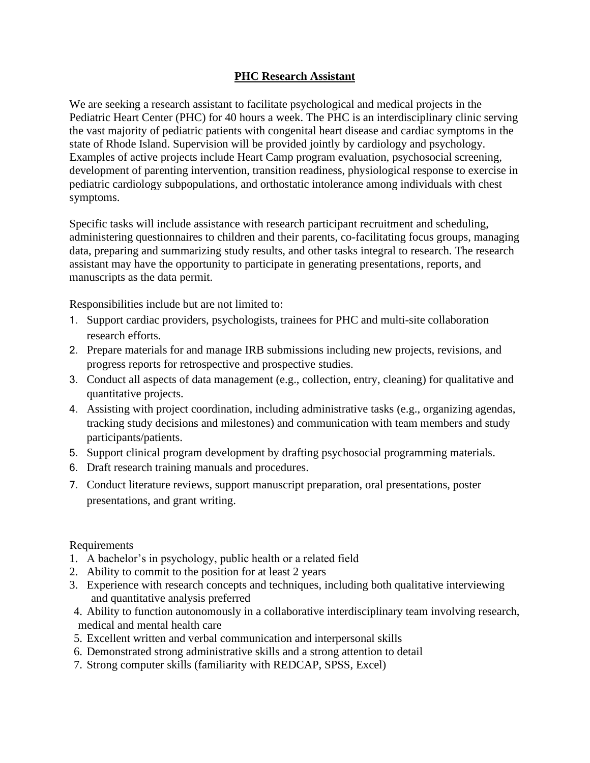# PHC Research Assistant

We are seeking a research assistant to facilitate psychological and medical projects in the Pediatric Heart Center (PHC) for 40 hours a week. The PHC is an interdisciplinary clinic serving the vast majority of pediatric patients with congenital heart disease and cardiac symptoms in the state of Rhode Island. Supervision will be provided jointly by cardiology and psychology. Examples of active projects include Heart Camp program evaluation, psychosocial screening, development of parenting intervention, transition readiness, physiological response to exercise in pediatric cardiology subpopulations, and orthostatic intolerance among individuals with chest symptoms.

Specific tasks will include assistance with research participant recruitment and scheduling, administering questionnaires to children and their parents, co-facilitating focus groups, managing data, preparing and summarizing study results, and other tasks integral to research. The research assistant may have the opportunity to participate in generating presentations, reports, and manuscripts as the data permit.

Responsibilities include but are not limited to:

1. Support cardiac providers, psychologists, trainees for PHC and multi-site collaboration research efforts.
2. Prepare materials for and manage IRB submissions including new projects, revisions, and progress reports for retrospective and prospective studies.
3. Conduct all aspects of data management (e.g., collection, entry, cleaning) for qualitative and quantitative projects.
4. Assisting with project coordination, including administrative tasks (e.g., organizing agendas, tracking study decisions and milestones) and communication with team members and study participants/patients.
5. Support clinical program development by drafting psychosocial programming materials.
6. Draft research training manuals and procedures.
7. Conduct literature reviews, support manuscript preparation, oral presentations, poster presentations, and grant writing.

Requirements

1. A bachelor's in psychology, public health or a related field
2. Ability to commit to the position for at least 2 years
3. Experience with research concepts and techniques, including both qualitative interviewing and quantitative analysis preferred
4. Ability to function autonomously in a collaborative interdisciplinary team involving research, medical and mental health care
5. Excellent written and verbal communication and interpersonal skills
6. Demonstrated strong administrative skills and a strong attention to detail
7. Strong computer skills (familiarity with REDCAP, SPSS, Excel)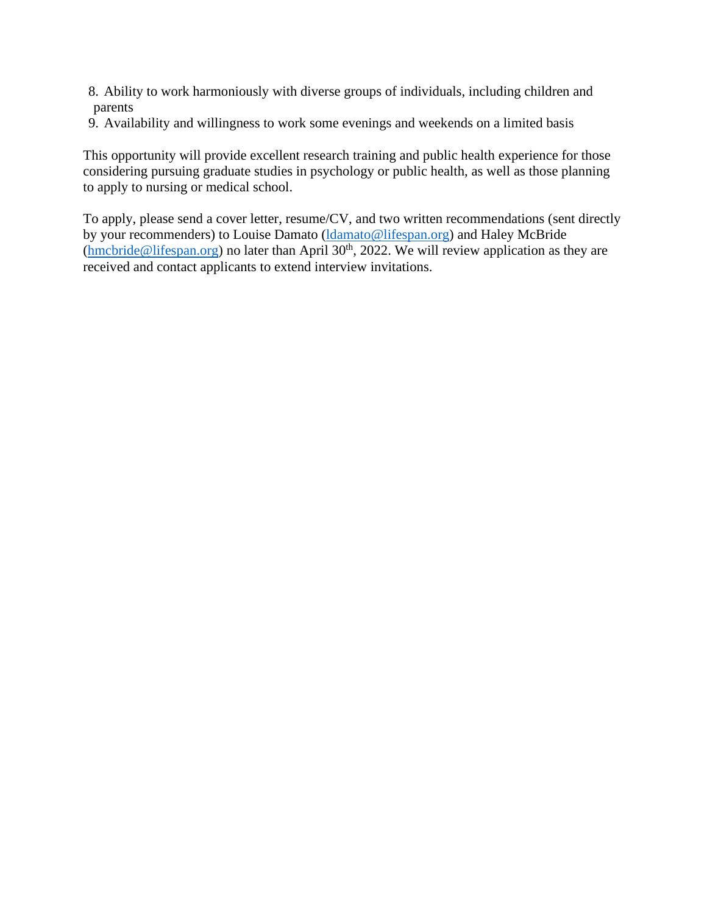8. Ability to work harmoniously with diverse groups of individuals, including children and parents
9. Availability and willingness to work some evenings and weekends on a limited basis

This opportunity will provide excellent research training and public health experience for those considering pursuing graduate studies in psychology or public health, as well as those planning to apply to nursing or medical school.

To apply, please send a cover letter, resume/CV, and two written recommendations (sent directly by your recommenders) to Louise Damato (ldamato@lifespan.org) and Haley McBride (hmcbride@lifespan.org) no later than April 30th, 2022. We will review application as they are received and contact applicants to extend interview invitations.